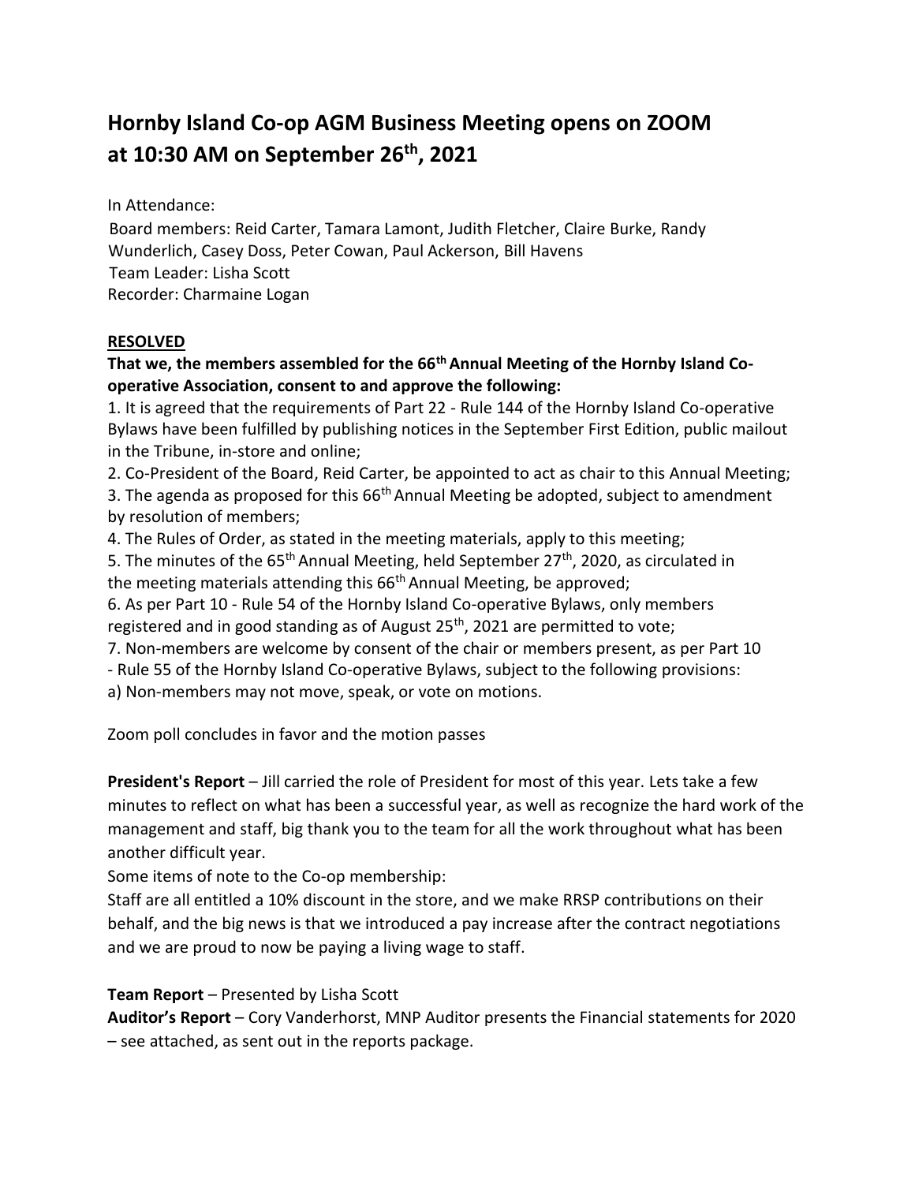# Hornby Island Co-op AGM Business Meeting opens on ZOOM at 10:30 AM on September 26th, 2021

In Attendance:

Board members: Reid Carter, Tamara Lamont, Judith Fletcher, Claire Burke, Randy Wunderlich, Casey Doss, Peter Cowan, Paul Ackerson, Bill Havens

Team Leader: Lisha Scott

Recorder: Charmaine Logan

**RESOLVED**

**That we, the members assembled for the 66th Annual Meeting of the Hornby Island Co-operative Association, consent to and approve the following:**

1. It is agreed that the requirements of Part 22 - Rule 144 of the Hornby Island Co-operative Bylaws have been fulfilled by publishing notices in the September First Edition, public mailout in the Tribune, in-store and online;
2. Co-President of the Board, Reid Carter, be appointed to act as chair to this Annual Meeting;
3. The agenda as proposed for this 66th Annual Meeting be adopted, subject to amendment by resolution of members;
4. The Rules of Order, as stated in the meeting materials, apply to this meeting;
5. The minutes of the 65th Annual Meeting, held September 27th, 2020, as circulated in the meeting materials attending this 66th Annual Meeting, be approved;
6. As per Part 10 - Rule 54 of the Hornby Island Co-operative Bylaws, only members registered and in good standing as of August 25th, 2021 are permitted to vote;
7. Non-members are welcome by consent of the chair or members present, as per Part 10 - Rule 55 of the Hornby Island Co-operative Bylaws, subject to the following provisions:

a) Non-members may not move, speak, or vote on motions.

Zoom poll concludes in favor and the motion passes

**President's Report** – Jill carried the role of President for most of this year. Lets take a few minutes to reflect on what has been a successful year, as well as recognize the hard work of the management and staff, big thank you to the team for all the work throughout what has been another difficult year.

Some items of note to the Co-op membership:

Staff are all entitled a 10% discount in the store, and we make RRSP contributions on their behalf, and the big news is that we introduced a pay increase after the contract negotiations and we are proud to now be paying a living wage to staff.

**Team Report** – Presented by Lisha Scott

**Auditor's Report** – Cory Vanderhorst, MNP Auditor presents the Financial statements for 2020 – see attached, as sent out in the reports package.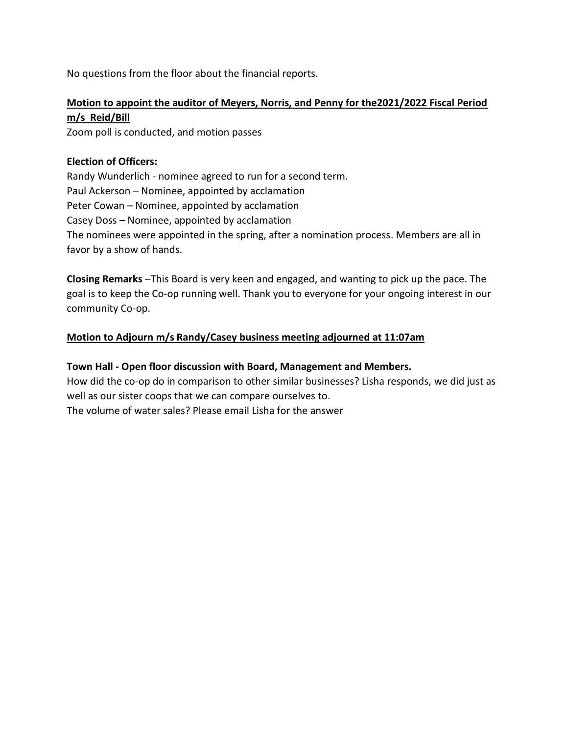No questions from the floor about the financial reports.

**Motion to appoint the auditor of Meyers, Norris, and Penny for the2021/2022 Fiscal Period m/s Reid/Bill**

Zoom poll is conducted, and motion passes

**Election of Officers:**

Randy Wunderlich - nominee agreed to run for a second term.
Paul Ackerson – Nominee, appointed by acclamation
Peter Cowan – Nominee, appointed by acclamation
Casey Doss – Nominee, appointed by acclamation
The nominees were appointed in the spring, after a nomination process. Members are all in favor by a show of hands.

**Closing Remarks** –This Board is very keen and engaged, and wanting to pick up the pace. The goal is to keep the Co-op running well. Thank you to everyone for your ongoing interest in our community Co-op.

**Motion to Adjourn m/s Randy/Casey business meeting adjourned at 11:07am**

**Town Hall - Open floor discussion with Board, Management and Members.**

How did the co-op do in comparison to other similar businesses? Lisha responds, we did just as well as our sister coops that we can compare ourselves to.
The volume of water sales? Please email Lisha for the answer